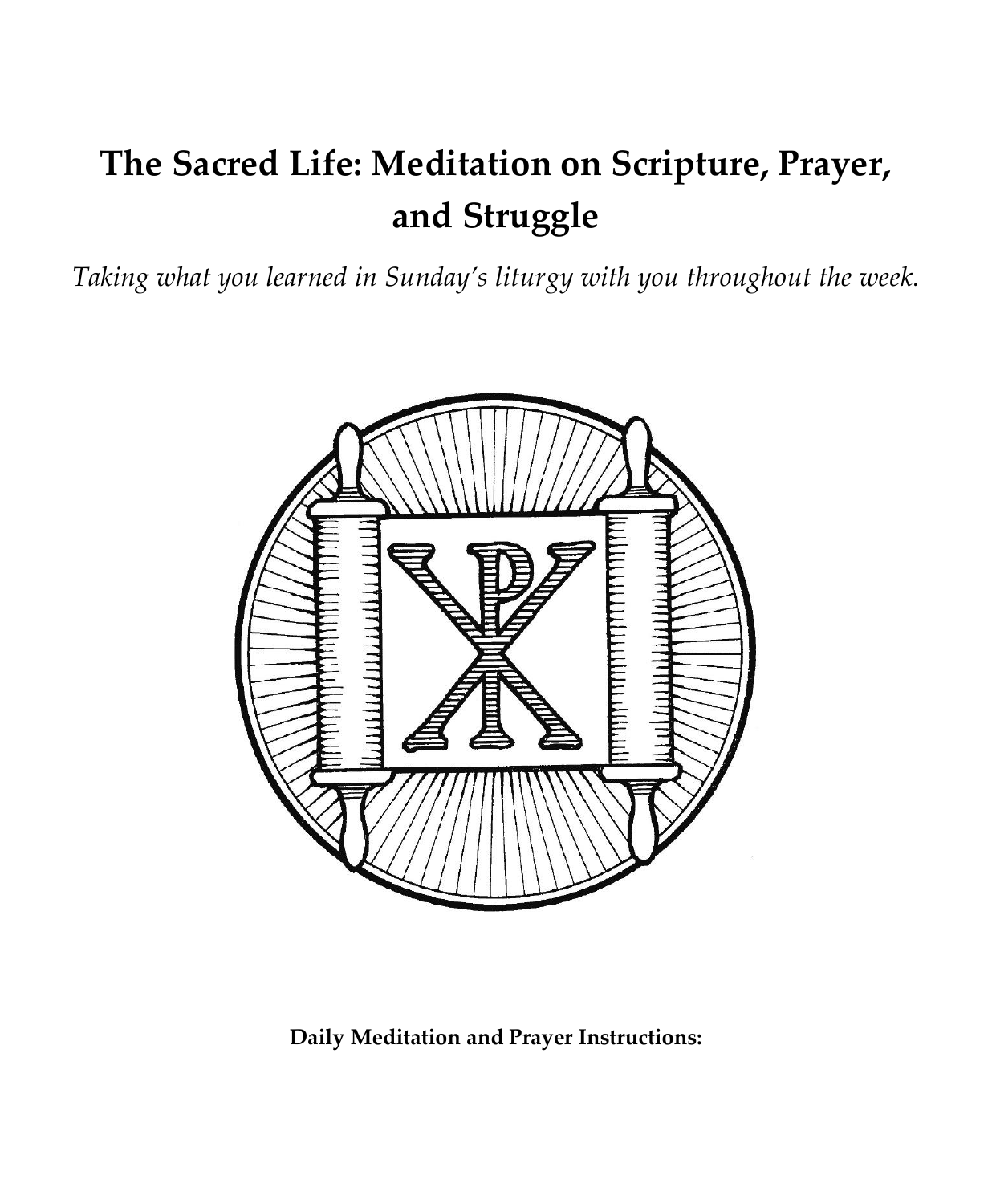# The Sacred Life: Meditation on Scripture, Prayer, and Struggle

*Taking what you learned in Sunday's liturgy with you throughout the week.*

**Daily Meditation and Prayer Instructions:**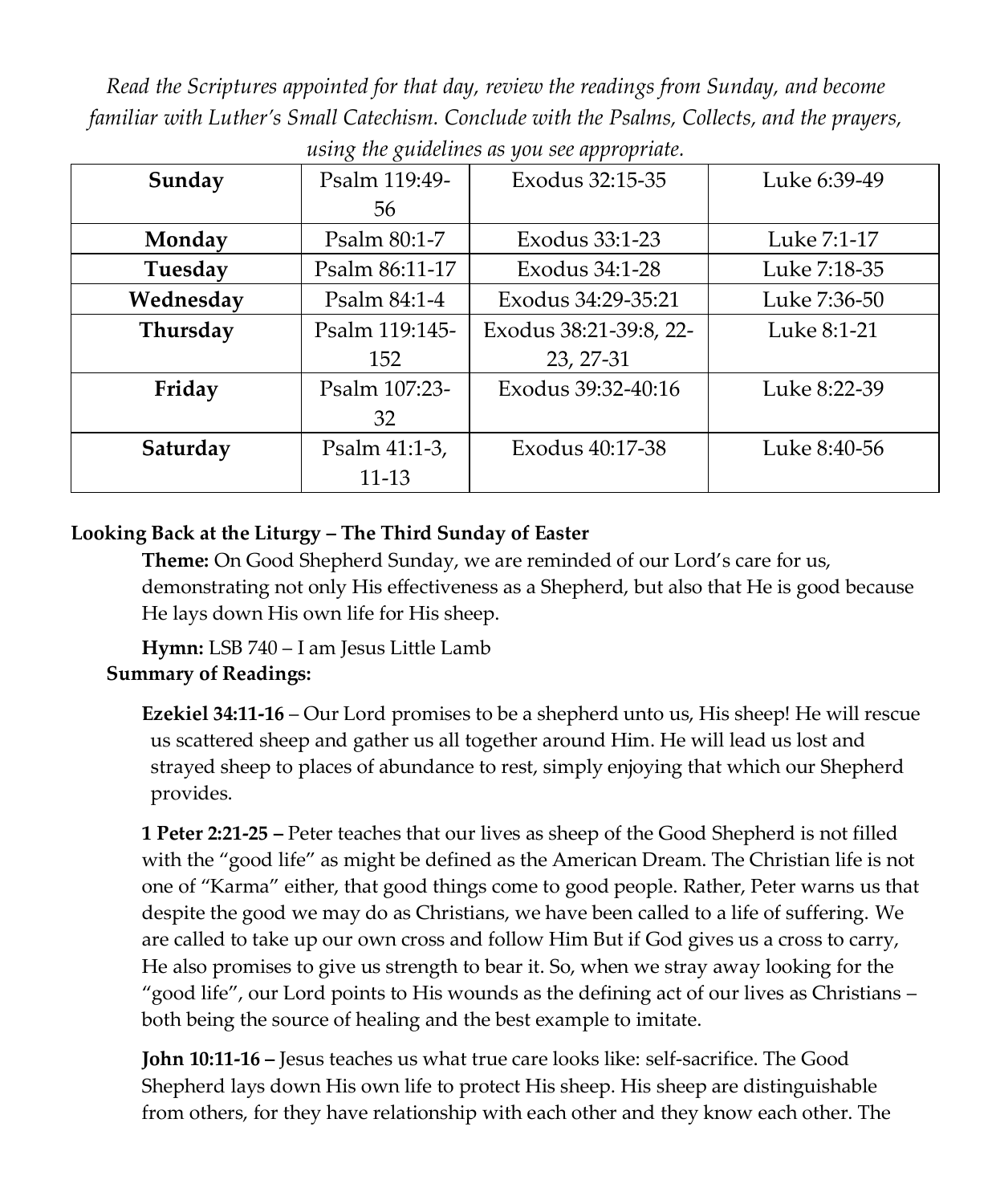*Read the Scriptures appointed for that day, review the readings from Sunday, and become familiar with Luther's Small Catechism. Conclude with the Psalms, Collects, and the prayers, using the guidelines as you see appropriate.*

| | | | |
|---|---|---|---|
| **Sunday** | Psalm 119:49-56 | Exodus 32:15-35 | Luke 6:39-49 |
| **Monday** | Psalm 80:1-7 | Exodus 33:1-23 | Luke 7:1-17 |
| **Tuesday** | Psalm 86:11-17 | Exodus 34:1-28 | Luke 7:18-35 |
| **Wednesday** | Psalm 84:1-4 | Exodus 34:29-35:21 | Luke 7:36-50 |
| **Thursday** | Psalm 119:145-152 | Exodus 38:21-39:8, 22-23, 27-31 | Luke 8:1-21 |
| **Friday** | Psalm 107:23-32 | Exodus 39:32-40:16 | Luke 8:22-39 |
| **Saturday** | Psalm 41:1-3, 11-13 | Exodus 40:17-38 | Luke 8:40-56 |

**Looking Back at the Liturgy – The Third Sunday of Easter**

**Theme:** On Good Shepherd Sunday, we are reminded of our Lord's care for us, demonstrating not only His effectiveness as a Shepherd, but also that He is good because He lays down His own life for His sheep.

**Hymn:** LSB 740 – I am Jesus Little Lamb

**Summary of Readings:**

**Ezekiel 34:11-16** – Our Lord promises to be a shepherd unto us, His sheep! He will rescue us scattered sheep and gather us all together around Him. He will lead us lost and strayed sheep to places of abundance to rest, simply enjoying that which our Shepherd provides.

**1 Peter 2:21-25 –** Peter teaches that our lives as sheep of the Good Shepherd is not filled with the "good life" as might be defined as the American Dream. The Christian life is not one of "Karma" either, that good things come to good people. Rather, Peter warns us that despite the good we may do as Christians, we have been called to a life of suffering. We are called to take up our own cross and follow Him But if God gives us a cross to carry, He also promises to give us strength to bear it. So, when we stray away looking for the "good life", our Lord points to His wounds as the defining act of our lives as Christians – both being the source of healing and the best example to imitate.

**John 10:11-16 –** Jesus teaches us what true care looks like: self-sacrifice. The Good Shepherd lays down His own life to protect His sheep. His sheep are distinguishable from others, for they have relationship with each other and they know each other. The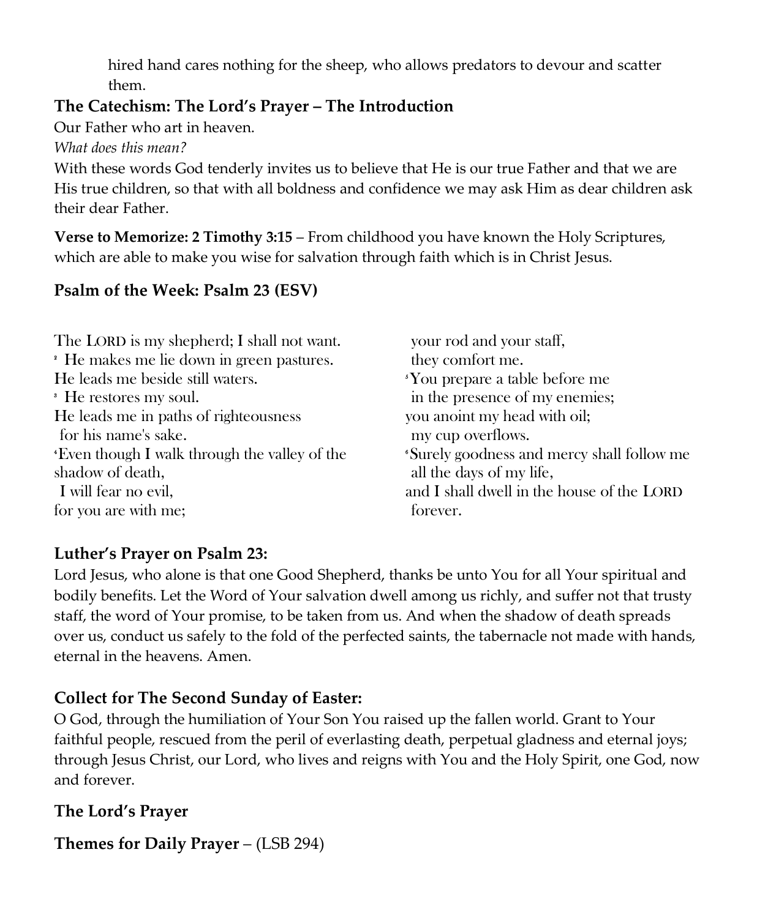hired hand cares nothing for the sheep, who allows predators to devour and scatter them.

**The Catechism: The Lord's Prayer – The Introduction**

Our Father who art in heaven.

*What does this mean?*

With these words God tenderly invites us to believe that He is our true Father and that we are His true children, so that with all boldness and confidence we may ask Him as dear children ask their dear Father.

**Verse to Memorize: 2 Timothy 3:15** – From childhood you have known the Holy Scriptures, which are able to make you wise for salvation through faith which is in Christ Jesus.

## Psalm of the Week: Psalm 23 (ESV)

The LORD is my shepherd; I shall not want.
[2] He makes me lie down in green pastures.
He leads me beside still waters.
[3] He restores my soul.
He leads me in paths of righteousness
for his name's sake.
[4] Even though I walk through the valley of the shadow of death,
I will fear no evil,
for you are with me;
your rod and your staff,
they comfort me.
[5] You prepare a table before me
in the presence of my enemies;
you anoint my head with oil;
my cup overflows.
[6] Surely goodness and mercy shall follow me
all the days of my life,
and I shall dwell in the house of the LORD
forever.

## Luther's Prayer on Psalm 23:

Lord Jesus, who alone is that one Good Shepherd, thanks be unto You for all Your spiritual and bodily benefits. Let the Word of Your salvation dwell among us richly, and suffer not that trusty staff, the word of Your promise, to be taken from us. And when the shadow of death spreads over us, conduct us safely to the fold of the perfected saints, the tabernacle not made with hands, eternal in the heavens. Amen.

## Collect for The Second Sunday of Easter:

O God, through the humiliation of Your Son You raised up the fallen world. Grant to Your faithful people, rescued from the peril of everlasting death, perpetual gladness and eternal joys; through Jesus Christ, our Lord, who lives and reigns with You and the Holy Spirit, one God, now and forever.

## The Lord's Prayer

**Themes for Daily Prayer** – (LSB 294)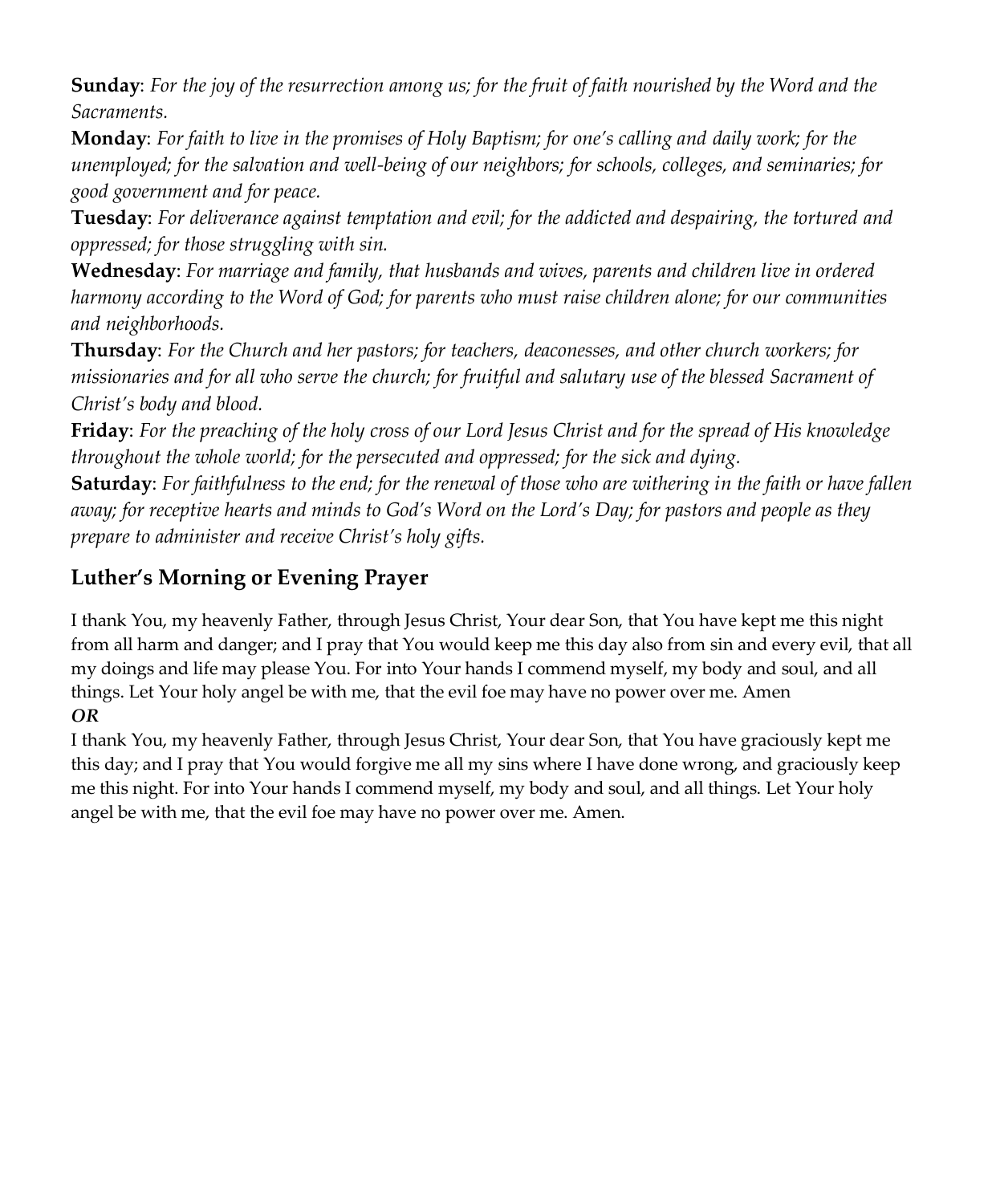**Sunday**: *For the joy of the resurrection among us; for the fruit of faith nourished by the Word and the Sacraments.*

**Monday**: *For faith to live in the promises of Holy Baptism; for one's calling and daily work; for the unemployed; for the salvation and well-being of our neighbors; for schools, colleges, and seminaries; for good government and for peace.*

**Tuesday**: *For deliverance against temptation and evil; for the addicted and despairing, the tortured and oppressed; for those struggling with sin.*

**Wednesday**: *For marriage and family, that husbands and wives, parents and children live in ordered harmony according to the Word of God; for parents who must raise children alone; for our communities and neighborhoods.*

**Thursday**: *For the Church and her pastors; for teachers, deaconesses, and other church workers; for missionaries and for all who serve the church; for fruitful and salutary use of the blessed Sacrament of Christ's body and blood.*

**Friday**: *For the preaching of the holy cross of our Lord Jesus Christ and for the spread of His knowledge throughout the whole world; for the persecuted and oppressed; for the sick and dying.*

**Saturday**: *For faithfulness to the end; for the renewal of those who are withering in the faith or have fallen away; for receptive hearts and minds to God's Word on the Lord's Day; for pastors and people as they prepare to administer and receive Christ's holy gifts.*

## Luther's Morning or Evening Prayer

I thank You, my heavenly Father, through Jesus Christ, Your dear Son, that You have kept me this night from all harm and danger; and I pray that You would keep me this day also from sin and every evil, that all my doings and life may please You. For into Your hands I commend myself, my body and soul, and all things. Let Your holy angel be with me, that the evil foe may have no power over me. Amen

***OR***

I thank You, my heavenly Father, through Jesus Christ, Your dear Son, that You have graciously kept me this day; and I pray that You would forgive me all my sins where I have done wrong, and graciously keep me this night. For into Your hands I commend myself, my body and soul, and all things. Let Your holy angel be with me, that the evil foe may have no power over me. Amen.